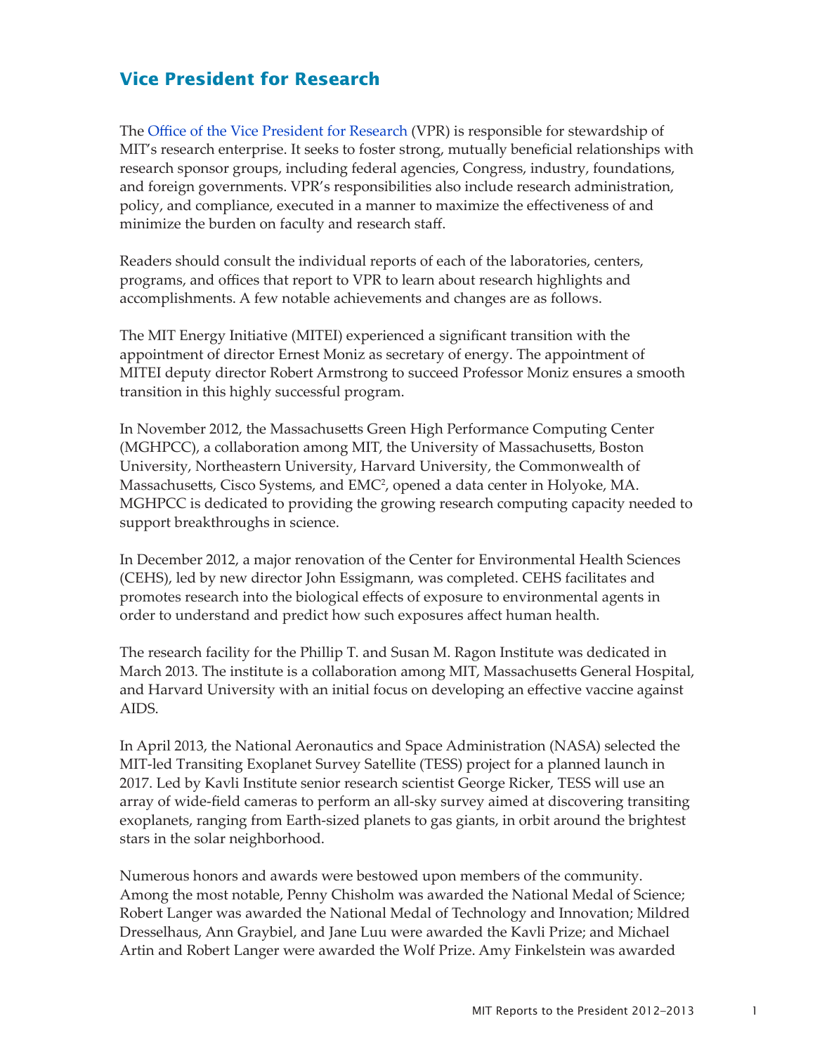# Vice President for Research

The Office of the Vice President for Research (VPR) is responsible for stewardship of MIT's research enterprise. It seeks to foster strong, mutually beneficial relationships with research sponsor groups, including federal agencies, Congress, industry, foundations, and foreign governments. VPR's responsibilities also include research administration, policy, and compliance, executed in a manner to maximize the effectiveness of and minimize the burden on faculty and research staff.

Readers should consult the individual reports of each of the laboratories, centers, programs, and offices that report to VPR to learn about research highlights and accomplishments. A few notable achievements and changes are as follows.

The MIT Energy Initiative (MITEI) experienced a significant transition with the appointment of director Ernest Moniz as secretary of energy. The appointment of MITEI deputy director Robert Armstrong to succeed Professor Moniz ensures a smooth transition in this highly successful program.

In November 2012, the Massachusetts Green High Performance Computing Center (MGHPCC), a collaboration among MIT, the University of Massachusetts, Boston University, Northeastern University, Harvard University, the Commonwealth of Massachusetts, Cisco Systems, and EMC², opened a data center in Holyoke, MA. MGHPCC is dedicated to providing the growing research computing capacity needed to support breakthroughs in science.

In December 2012, a major renovation of the Center for Environmental Health Sciences (CEHS), led by new director John Essigmann, was completed. CEHS facilitates and promotes research into the biological effects of exposure to environmental agents in order to understand and predict how such exposures affect human health.

The research facility for the Phillip T. and Susan M. Ragon Institute was dedicated in March 2013. The institute is a collaboration among MIT, Massachusetts General Hospital, and Harvard University with an initial focus on developing an effective vaccine against AIDS.

In April 2013, the National Aeronautics and Space Administration (NASA) selected the MIT-led Transiting Exoplanet Survey Satellite (TESS) project for a planned launch in 2017. Led by Kavli Institute senior research scientist George Ricker, TESS will use an array of wide-field cameras to perform an all-sky survey aimed at discovering transiting exoplanets, ranging from Earth-sized planets to gas giants, in orbit around the brightest stars in the solar neighborhood.

Numerous honors and awards were bestowed upon members of the community. Among the most notable, Penny Chisholm was awarded the National Medal of Science; Robert Langer was awarded the National Medal of Technology and Innovation; Mildred Dresselhaus, Ann Graybiel, and Jane Luu were awarded the Kavli Prize; and Michael Artin and Robert Langer were awarded the Wolf Prize. Amy Finkelstein was awarded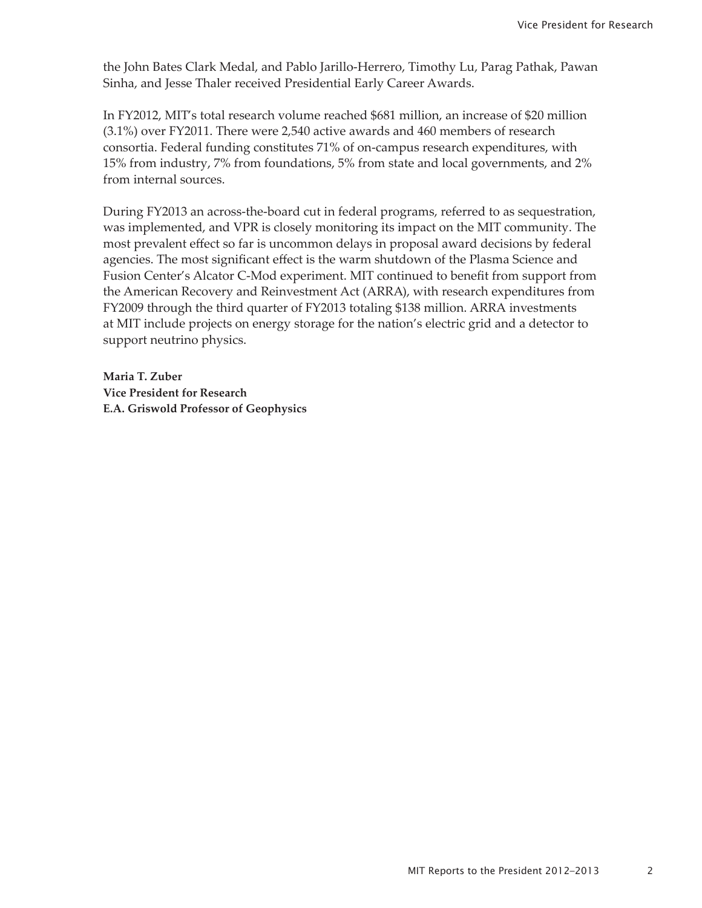the John Bates Clark Medal, and Pablo Jarillo-Herrero, Timothy Lu, Parag Pathak, Pawan Sinha, and Jesse Thaler received Presidential Early Career Awards.

In FY2012, MIT's total research volume reached $681 million, an increase of $20 million (3.1%) over FY2011. There were 2,540 active awards and 460 members of research consortia. Federal funding constitutes 71% of on-campus research expenditures, with 15% from industry, 7% from foundations, 5% from state and local governments, and 2% from internal sources.

During FY2013 an across-the-board cut in federal programs, referred to as sequestration, was implemented, and VPR is closely monitoring its impact on the MIT community. The most prevalent effect so far is uncommon delays in proposal award decisions by federal agencies. The most significant effect is the warm shutdown of the Plasma Science and Fusion Center's Alcator C-Mod experiment. MIT continued to benefit from support from the American Recovery and Reinvestment Act (ARRA), with research expenditures from FY2009 through the third quarter of FY2013 totaling $138 million. ARRA investments at MIT include projects on energy storage for the nation's electric grid and a detector to support neutrino physics.

**Maria T. Zuber**
**Vice President for Research**
**E.A. Griswold Professor of Geophysics**